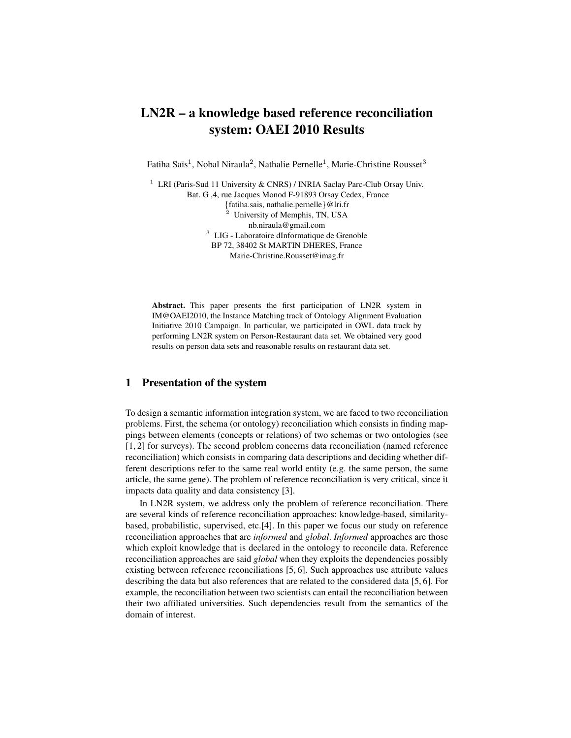# LN2R – a knowledge based reference reconciliation system: OAEI 2010 Results

Fatiha Saïs[1], Nobal Niraula[2], Nathalie Pernelle[1], Marie-Christine Rousset[3]

[1] LRI (Paris-Sud 11 University & CNRS) / INRIA Saclay Parc-Club Orsay Univ.
Bat. G ,4, rue Jacques Monod F-91893 Orsay Cedex, France
{fatiha.sais, nathalie.pernelle}@lri.fr
[2] University of Memphis, TN, USA
nb.niraula@gmail.com
[3] LIG - Laboratoire dInformatique de Grenoble
BP 72, 38402 St MARTIN DHERES, France
Marie-Christine.Rousset@imag.fr

**Abstract.** This paper presents the first participation of LN2R system in IM@OAEI2010, the Instance Matching track of Ontology Alignment Evaluation Initiative 2010 Campaign. In particular, we participated in OWL data track by performing LN2R system on Person-Restaurant data set. We obtained very good results on person data sets and reasonable results on restaurant data set.

## 1 Presentation of the system

To design a semantic information integration system, we are faced to two reconciliation problems. First, the schema (or ontology) reconciliation which consists in finding mappings between elements (concepts or relations) of two schemas or two ontologies (see [1, 2] for surveys). The second problem concerns data reconciliation (named reference reconciliation) which consists in comparing data descriptions and deciding whether different descriptions refer to the same real world entity (e.g. the same person, the same article, the same gene). The problem of reference reconciliation is very critical, since it impacts data quality and data consistency [3].

In LN2R system, we address only the problem of reference reconciliation. There are several kinds of reference reconciliation approaches: knowledge-based, similarity-based, probabilistic, supervised, etc.[4]. In this paper we focus our study on reference reconciliation approaches that are *informed* and *global*. *Informed* approaches are those which exploit knowledge that is declared in the ontology to reconcile data. Reference reconciliation approaches are said *global* when they exploits the dependencies possibly existing between reference reconciliations [5, 6]. Such approaches use attribute values describing the data but also references that are related to the considered data [5, 6]. For example, the reconciliation between two scientists can entail the reconciliation between their two affiliated universities. Such dependencies result from the semantics of the domain of interest.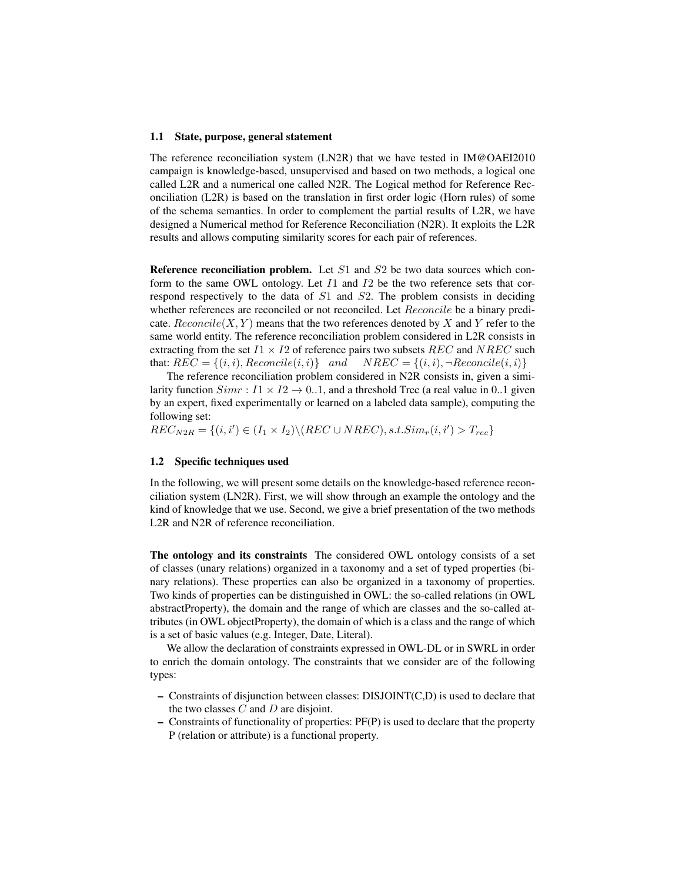### 1.1 State, purpose, general statement

The reference reconciliation system (LN2R) that we have tested in IM@OAEI2010 campaign is knowledge-based, unsupervised and based on two methods, a logical one called L2R and a numerical one called N2R. The Logical method for Reference Reconciliation (L2R) is based on the translation in first order logic (Horn rules) of some of the schema semantics. In order to complement the partial results of L2R, we have designed a Numerical method for Reference Reconciliation (N2R). It exploits the L2R results and allows computing similarity scores for each pair of references.

**Reference reconciliation problem.** Let $S1$ and $S2$ be two data sources which conform to the same OWL ontology. Let $I1$ and $I2$ be the two reference sets that correspond respectively to the data of $S1$ and $S2$. The problem consists in deciding whether references are reconciled or not reconciled. Let $Reconcile$ be a binary predicate. $Reconcile(X, Y)$ means that the two references denoted by $X$ and $Y$ refer to the same world entity. The reference reconciliation problem considered in L2R consists in extracting from the set $I1 \times I2$ of reference pairs two subsets $REC$ and $NREC$ such that: $REC = \{(i, i), Reconcile(i, i)\} \quad and \quad NREC = \{(i, i), \neg Reconcile(i, i)\}$

The reference reconciliation problem considered in N2R consists in, given a similarity function $Simr : I1 \times I2 \rightarrow 0..1$, and a threshold Trec (a real value in 0..1 given by an expert, fixed experimentally or learned on a labeled data sample), computing the following set:
$REC_{N2R} = \{(i, i') \in (I_1 \times I_2) \backslash (REC \cup NREC), s.t. Sim_r(i, i') > T_{rec}\}$

### 1.2 Specific techniques used

In the following, we will present some details on the knowledge-based reference reconciliation system (LN2R). First, we will show through an example the ontology and the kind of knowledge that we use. Second, we give a brief presentation of the two methods L2R and N2R of reference reconciliation.

**The ontology and its constraints** The considered OWL ontology consists of a set of classes (unary relations) organized in a taxonomy and a set of typed properties (binary relations). These properties can also be organized in a taxonomy of properties. Two kinds of properties can be distinguished in OWL: the so-called relations (in OWL abstractProperty), the domain and the range of which are classes and the so-called attributes (in OWL objectProperty), the domain of which is a class and the range of which is a set of basic values (e.g. Integer, Date, Literal).

We allow the declaration of constraints expressed in OWL-DL or in SWRL in order to enrich the domain ontology. The constraints that we consider are of the following types:

- Constraints of disjunction between classes: DISJOINT(C,D) is used to declare that the two classes $C$ and $D$ are disjoint.
- Constraints of functionality of properties: PF(P) is used to declare that the property P (relation or attribute) is a functional property.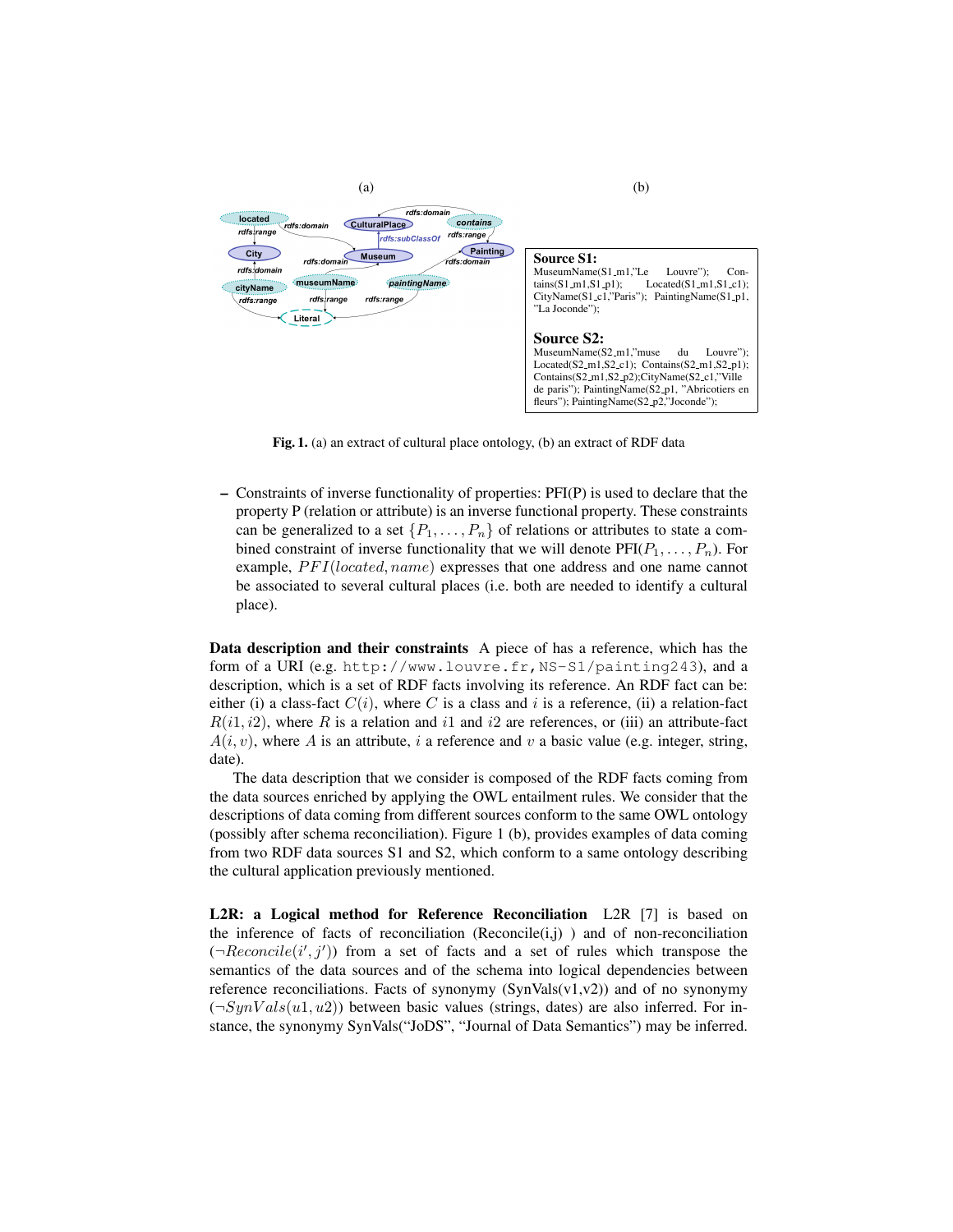(a) (b)

**Source S1:**
MuseumName(S1_m1,"Le Louvre"); Contains(S1_m1,S1_p1); Located(S1_m1,S1_c1); CityName(S1_c1,"Paris"); PaintingName(S1_p1, "La Joconde");

**Source S2:**
MuseumName(S2_m1,"muse du Louvre"); Located(S2_m1,S2_c1); Contains(S2_m1,S2_p1); Contains(S2_m1,S2_p2);CityName(S2_c1,"Ville de paris"); PaintingName(S2_p1, "Abricotiers en fleurs"); PaintingName(S2_p2,"Joconde");

**Fig. 1.** (a) an extract of cultural place ontology, (b) an extract of RDF data

– Constraints of inverse functionality of properties: PFI(P) is used to declare that the property P (relation or attribute) is an inverse functional property. These constraints can be generalized to a set $\{P_1, \ldots, P_n\}$ of relations or attributes to state a combined constraint of inverse functionality that we will denote PFI($P_1, \ldots, P_n$). For example, $PFI(located, name)$ expresses that one address and one name cannot be associated to several cultural places (i.e. both are needed to identify a cultural place).

**Data description and their constraints** A piece of has a reference, which has the form of a URI (e.g. `http://www.louvre.fr,NS-S1/painting243`), and a description, which is a set of RDF facts involving its reference. An RDF fact can be: either (i) a class-fact $C(i)$, where $C$ is a class and $i$ is a reference, (ii) a relation-fact $R(i1, i2)$, where $R$ is a relation and $i1$ and $i2$ are references, or (iii) an attribute-fact $A(i, v)$, where $A$ is an attribute, $i$ a reference and $v$ a basic value (e.g. integer, string, date).

The data description that we consider is composed of the RDF facts coming from the data sources enriched by applying the OWL entailment rules. We consider that the descriptions of data coming from different sources conform to the same OWL ontology (possibly after schema reconciliation). Figure 1 (b), provides examples of data coming from two RDF data sources S1 and S2, which conform to a same ontology describing the cultural application previously mentioned.

**L2R: a Logical method for Reference Reconciliation** L2R [7] is based on the inference of facts of reconciliation (Reconcile(i,j) ) and of non-reconciliation ($\neg Reconcile(i', j')$) from a set of facts and a set of rules which transpose the semantics of the data sources and of the schema into logical dependencies between reference reconciliations. Facts of synonymy (SynVals(v1,v2)) and of no synonymy ($\neg SynVals(u1, u2)$) between basic values (strings, dates) are also inferred. For instance, the synonymy SynVals("JoDS", "Journal of Data Semantics") may be inferred.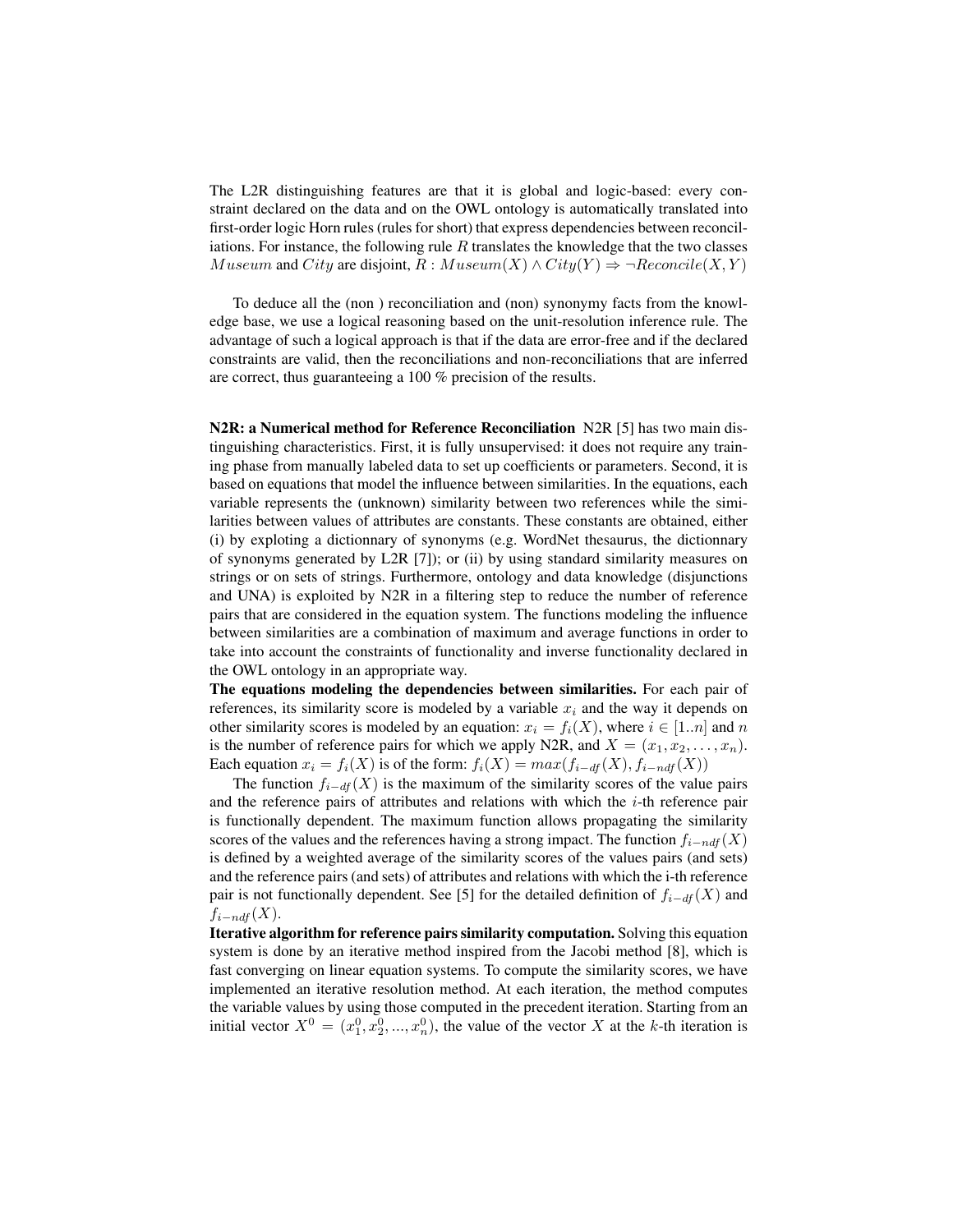The L2R distinguishing features are that it is global and logic-based: every constraint declared on the data and on the OWL ontology is automatically translated into first-order logic Horn rules (rules for short) that express dependencies between reconciliations. For instance, the following rule $R$ translates the knowledge that the two classes $Museum$ and $City$ are disjoint, $R : Museum(X) \wedge City(Y) \Rightarrow \neg Reconcile(X, Y)$

To deduce all the (non ) reconciliation and (non) synonymy facts from the knowledge base, we use a logical reasoning based on the unit-resolution inference rule. The advantage of such a logical approach is that if the data are error-free and if the declared constraints are valid, then the reconciliations and non-reconciliations that are inferred are correct, thus guaranteeing a 100 % precision of the results.

**N2R: a Numerical method for Reference Reconciliation** N2R [5] has two main distinguishing characteristics. First, it is fully unsupervised: it does not require any training phase from manually labeled data to set up coefficients or parameters. Second, it is based on equations that model the influence between similarities. In the equations, each variable represents the (unknown) similarity between two references while the similarities between values of attributes are constants. These constants are obtained, either (i) by exploting a dictionnary of synonyms (e.g. WordNet thesaurus, the dictionnary of synonyms generated by L2R [7]); or (ii) by using standard similarity measures on strings or on sets of strings. Furthermore, ontology and data knowledge (disjunctions and UNA) is exploited by N2R in a filtering step to reduce the number of reference pairs that are considered in the equation system. The functions modeling the influence between similarities are a combination of maximum and average functions in order to take into account the constraints of functionality and inverse functionality declared in the OWL ontology in an appropriate way.

**The equations modeling the dependencies between similarities.** For each pair of references, its similarity score is modeled by a variable $x_i$ and the way it depends on other similarity scores is modeled by an equation: $x_i = f_i(X)$, where $i \in [1..n]$ and $n$ is the number of reference pairs for which we apply N2R, and $X = (x_1, x_2, \ldots, x_n)$. Each equation $x_i = f_i(X)$ is of the form: $f_i(X) = max(f_{i-df}(X), f_{i-ndf}(X))$

The function $f_{i-df}(X)$ is the maximum of the similarity scores of the value pairs and the reference pairs of attributes and relations with which the $i$-th reference pair is functionally dependent. The maximum function allows propagating the similarity scores of the values and the references having a strong impact. The function $f_{i-ndf}(X)$ is defined by a weighted average of the similarity scores of the values pairs (and sets) and the reference pairs (and sets) of attributes and relations with which the i-th reference pair is not functionally dependent. See [5] for the detailed definition of $f_{i-df}(X)$ and $f_{i-ndf}(X)$.

**Iterative algorithm for reference pairs similarity computation.** Solving this equation system is done by an iterative method inspired from the Jacobi method [8], which is fast converging on linear equation systems. To compute the similarity scores, we have implemented an iterative resolution method. At each iteration, the method computes the variable values by using those computed in the precedent iteration. Starting from an initial vector $X^0 = (x_1^0, x_2^0, ..., x_n^0)$, the value of the vector $X$ at the $k$-th iteration is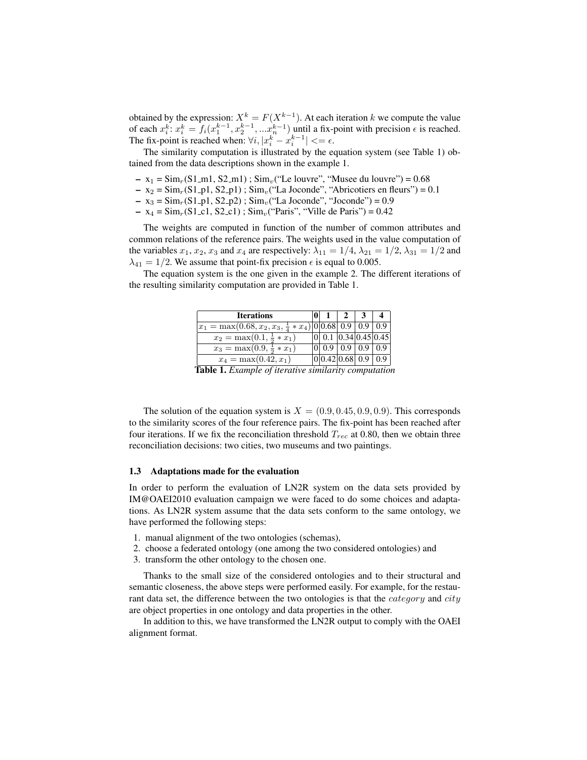obtained by the expression: $X^k = F(X^{k-1})$. At each iteration $k$ we compute the value of each $x_i^k$: $x_i^k = f_i(x_1^{k-1}, x_2^{k-1}, ...x_n^{k-1})$ until a fix-point with precision $\epsilon$ is reached. The fix-point is reached when: $\forall i, |x_i^k - x_i^{k-1}| <= \epsilon$.

The similarity computation is illustrated by the equation system (see Table 1) obtained from the data descriptions shown in the example 1.

- $x_1$ = $Sim_r$(S1_m1, S2_m1) ; $Sim_v$("Le louvre", "Musee du louvre") = 0.68
- $x_2$ = $Sim_r$(S1_p1, S2_p1) ; $Sim_v$("La Joconde", "Abricotiers en fleurs") = 0.1
- $x_3$ = $Sim_r$(S1_p1, S2_p2) ; $Sim_v$("La Joconde", "Joconde") = 0.9
- $x_4$ = $Sim_r$(S1_c1, S2_c1) ; $Sim_v$("Paris", "Ville de Paris") = 0.42

The weights are computed in function of the number of common attributes and common relations of the reference pairs. The weights used in the value computation of the variables $x_1$, $x_2$, $x_3$ and $x_4$ are respectively: $\lambda_{11} = 1/4$, $\lambda_{21} = 1/2$, $\lambda_{31} = 1/2$ and $\lambda_{41} = 1/2$. We assume that point-fix precision $\epsilon$ is equal to 0.005.

The equation system is the one given in the example 2. The different iterations of the resulting similarity computation are provided in Table 1.

| Iterations | 0 | 1 | 2 | 3 | 4 |
|---|---|---|---|---|---|
| $x_1 = \max(0.68, x_2, x_3, \frac{1}{4} * x_4)$ | 0 | 0.68 | 0.9 | 0.9 | 0.9 |
| $x_2 = \max(0.1, \frac{1}{2} * x_1)$ | 0 | 0.1 | 0.34 | 0.45 | 0.45 |
| $x_3 = \max(0.9, \frac{1}{2} * x_1)$ | 0 | 0.9 | 0.9 | 0.9 | 0.9 |
| $x_4 = \max(0.42, x_1)$ | 0 | 0.42 | 0.68 | 0.9 | 0.9 |

**Table 1.** *Example of iterative similarity computation*

The solution of the equation system is $X = (0.9, 0.45, 0.9, 0.9)$. This corresponds to the similarity scores of the four reference pairs. The fix-point has been reached after four iterations. If we fix the reconciliation threshold $T_{rec}$ at 0.80, then we obtain three reconciliation decisions: two cities, two museums and two paintings.

### 1.3 Adaptations made for the evaluation

In order to perform the evaluation of LN2R system on the data sets provided by IM@OAEI2010 evaluation campaign we were faced to do some choices and adaptations. As LN2R system assume that the data sets conform to the same ontology, we have performed the following steps:

1. manual alignment of the two ontologies (schemas),
2. choose a federated ontology (one among the two considered ontologies) and
3. transform the other ontology to the chosen one.

Thanks to the small size of the considered ontologies and to their structural and semantic closeness, the above steps were performed easily. For example, for the restaurant data set, the difference between the two ontologies is that the *category* and *city* are object properties in one ontology and data properties in the other.

In addition to this, we have transformed the LN2R output to comply with the OAEI alignment format.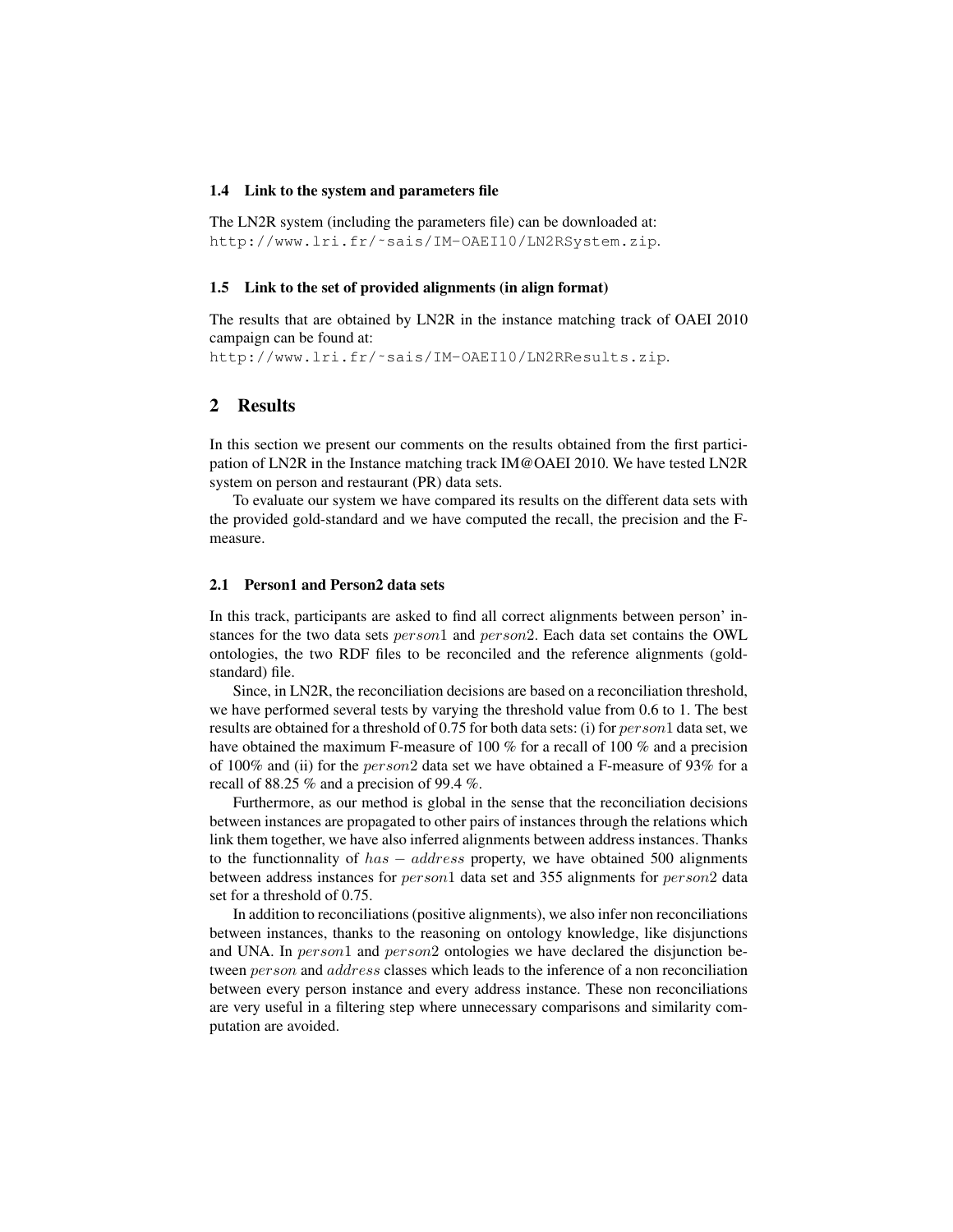### 1.4 Link to the system and parameters file

The LN2R system (including the parameters file) can be downloaded at:
http://www.lri.fr/~sais/IM-OAEI10/LN2RSystem.zip.

### 1.5 Link to the set of provided alignments (in align format)

The results that are obtained by LN2R in the instance matching track of OAEI 2010 campaign can be found at:
http://www.lri.fr/~sais/IM-OAEI10/LN2RResults.zip.

## 2 Results

In this section we present our comments on the results obtained from the first participation of LN2R in the Instance matching track IM@OAEI 2010. We have tested LN2R system on person and restaurant (PR) data sets.

To evaluate our system we have compared its results on the different data sets with the provided gold-standard and we have computed the recall, the precision and the F-measure.

### 2.1 Person1 and Person2 data sets

In this track, participants are asked to find all correct alignments between person' instances for the two data sets $person1$ and $person2$. Each data set contains the OWL ontologies, the two RDF files to be reconciled and the reference alignments (gold-standard) file.

Since, in LN2R, the reconciliation decisions are based on a reconciliation threshold, we have performed several tests by varying the threshold value from 0.6 to 1. The best results are obtained for a threshold of 0.75 for both data sets: (i) for $person1$ data set, we have obtained the maximum F-measure of 100 % for a recall of 100 % and a precision of 100% and (ii) for the $person2$ data set we have obtained a F-measure of 93% for a recall of 88.25 % and a precision of 99.4 %.

Furthermore, as our method is global in the sense that the reconciliation decisions between instances are propagated to other pairs of instances through the relations which link them together, we have also inferred alignments between address instances. Thanks to the functionnality of $has - address$ property, we have obtained 500 alignments between address instances for $person1$ data set and 355 alignments for $person2$ data set for a threshold of 0.75.

In addition to reconciliations (positive alignments), we also infer non reconciliations between instances, thanks to the reasoning on ontology knowledge, like disjunctions and UNA. In $person1$ and $person2$ ontologies we have declared the disjunction between $person$ and $address$ classes which leads to the inference of a non reconciliation between every person instance and every address instance. These non reconciliations are very useful in a filtering step where unnecessary comparisons and similarity computation are avoided.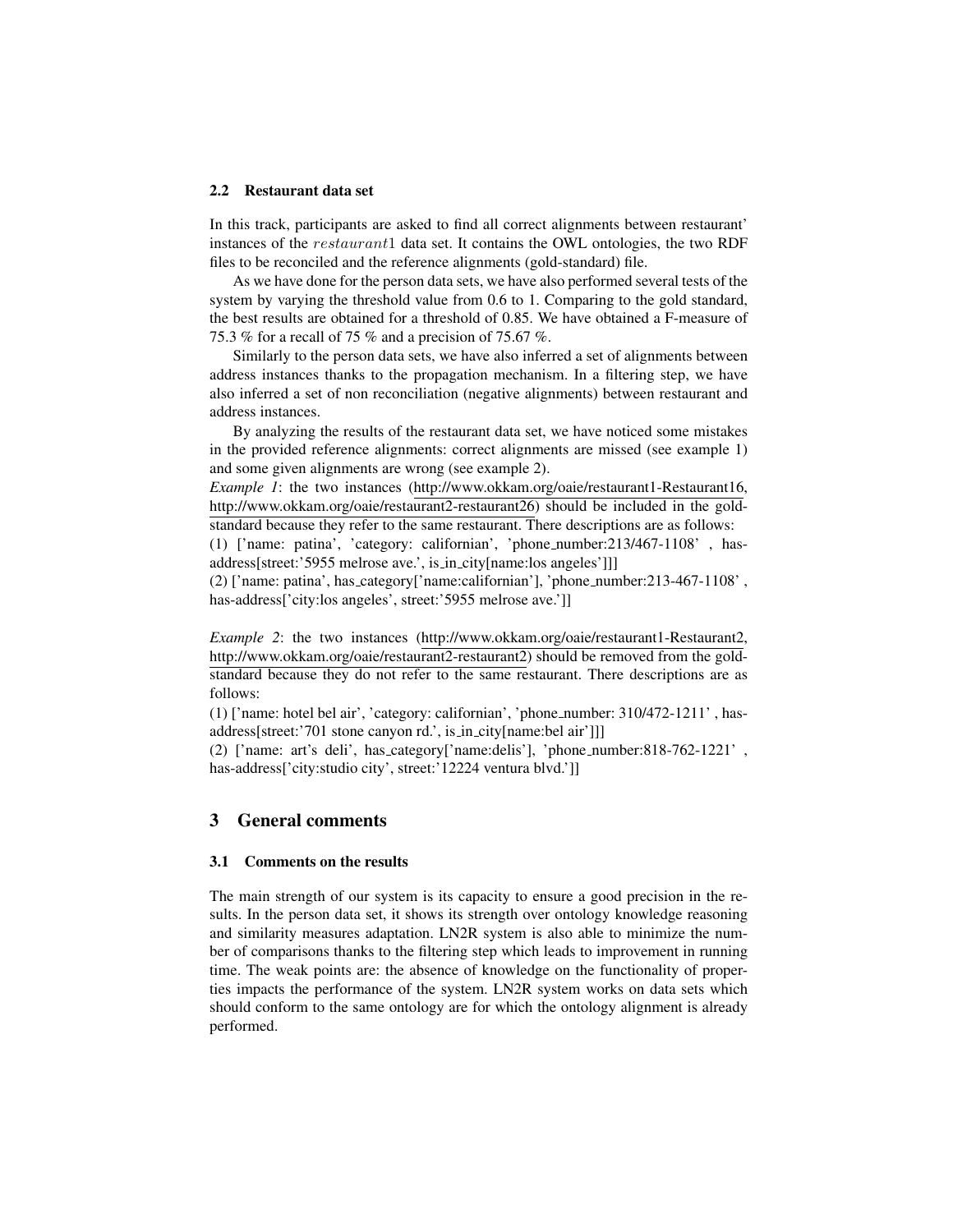### 2.2 Restaurant data set

In this track, participants are asked to find all correct alignments between restaurant' instances of the *restaurant*1 data set. It contains the OWL ontologies, the two RDF files to be reconciled and the reference alignments (gold-standard) file.

As we have done for the person data sets, we have also performed several tests of the system by varying the threshold value from 0.6 to 1. Comparing to the gold standard, the best results are obtained for a threshold of 0.85. We have obtained a F-measure of 75.3 % for a recall of 75 % and a precision of 75.67 %.

Similarly to the person data sets, we have also inferred a set of alignments between address instances thanks to the propagation mechanism. In a filtering step, we have also inferred a set of non reconciliation (negative alignments) between restaurant and address instances.

By analyzing the results of the restaurant data set, we have noticed some mistakes in the provided reference alignments: correct alignments are missed (see example 1) and some given alignments are wrong (see example 2).

*Example 1*: the two instances (http://www.okkam.org/oaie/restaurant1-Restaurant16, http://www.okkam.org/oaie/restaurant2-restaurant26) should be included in the gold-standard because they refer to the same restaurant. There descriptions are as follows:

(1) ['name: patina', 'category: californian', 'phone_number:213/467-1108' , has-address[street:'5955 melrose ave.', is_in_city[name:los angeles']]]

(2) ['name: patina', has_category['name:californian'], 'phone_number:213-467-1108' , has-address['city:los angeles', street:'5955 melrose ave.']]

*Example 2*: the two instances (http://www.okkam.org/oaie/restaurant1-Restaurant2, http://www.okkam.org/oaie/restaurant2-restaurant2) should be removed from the gold-standard because they do not refer to the same restaurant. There descriptions are as follows:

(1) ['name: hotel bel air', 'category: californian', 'phone_number: 310/472-1211' , has-address[street:'701 stone canyon rd.', is_in_city[name:bel air']]]

(2) ['name: art's deli', has_category['name:delis'], 'phone_number:818-762-1221' , has-address['city:studio city', street:'12224 ventura blvd.']]

## 3 General comments

### 3.1 Comments on the results

The main strength of our system is its capacity to ensure a good precision in the results. In the person data set, it shows its strength over ontology knowledge reasoning and similarity measures adaptation. LN2R system is also able to minimize the number of comparisons thanks to the filtering step which leads to improvement in running time. The weak points are: the absence of knowledge on the functionality of properties impacts the performance of the system. LN2R system works on data sets which should conform to the same ontology are for which the ontology alignment is already performed.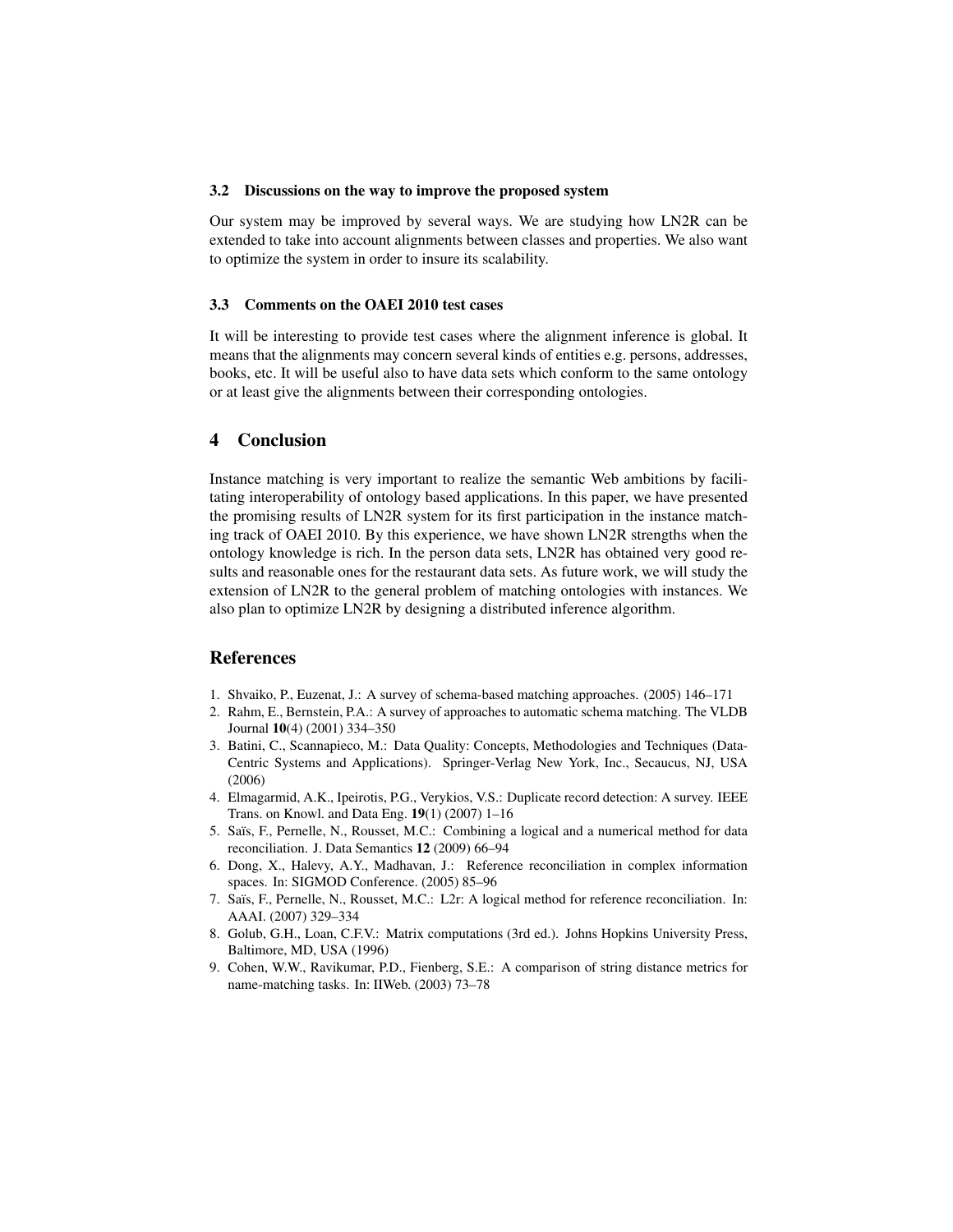### 3.2 Discussions on the way to improve the proposed system

Our system may be improved by several ways. We are studying how LN2R can be extended to take into account alignments between classes and properties. We also want to optimize the system in order to insure its scalability.

### 3.3 Comments on the OAEI 2010 test cases

It will be interesting to provide test cases where the alignment inference is global. It means that the alignments may concern several kinds of entities e.g. persons, addresses, books, etc. It will be useful also to have data sets which conform to the same ontology or at least give the alignments between their corresponding ontologies.

## 4 Conclusion

Instance matching is very important to realize the semantic Web ambitions by facilitating interoperability of ontology based applications. In this paper, we have presented the promising results of LN2R system for its first participation in the instance matching track of OAEI 2010. By this experience, we have shown LN2R strengths when the ontology knowledge is rich. In the person data sets, LN2R has obtained very good results and reasonable ones for the restaurant data sets. As future work, we will study the extension of LN2R to the general problem of matching ontologies with instances. We also plan to optimize LN2R by designing a distributed inference algorithm.

## References

1. Shvaiko, P., Euzenat, J.: A survey of schema-based matching approaches. (2005) 146–171
2. Rahm, E., Bernstein, P.A.: A survey of approaches to automatic schema matching. The VLDB Journal **10**(4) (2001) 334–350
3. Batini, C., Scannapieco, M.: Data Quality: Concepts, Methodologies and Techniques (Data-Centric Systems and Applications). Springer-Verlag New York, Inc., Secaucus, NJ, USA (2006)
4. Elmagarmid, A.K., Ipeirotis, P.G., Verykios, V.S.: Duplicate record detection: A survey. IEEE Trans. on Knowl. and Data Eng. **19**(1) (2007) 1–16
5. Saïs, F., Pernelle, N., Rousset, M.C.: Combining a logical and a numerical method for data reconciliation. J. Data Semantics **12** (2009) 66–94
6. Dong, X., Halevy, A.Y., Madhavan, J.: Reference reconciliation in complex information spaces. In: SIGMOD Conference. (2005) 85–96
7. Saïs, F., Pernelle, N., Rousset, M.C.: L2r: A logical method for reference reconciliation. In: AAAI. (2007) 329–334
8. Golub, G.H., Loan, C.F.V.: Matrix computations (3rd ed.). Johns Hopkins University Press, Baltimore, MD, USA (1996)
9. Cohen, W.W., Ravikumar, P.D., Fienberg, S.E.: A comparison of string distance metrics for name-matching tasks. In: IIWeb. (2003) 73–78